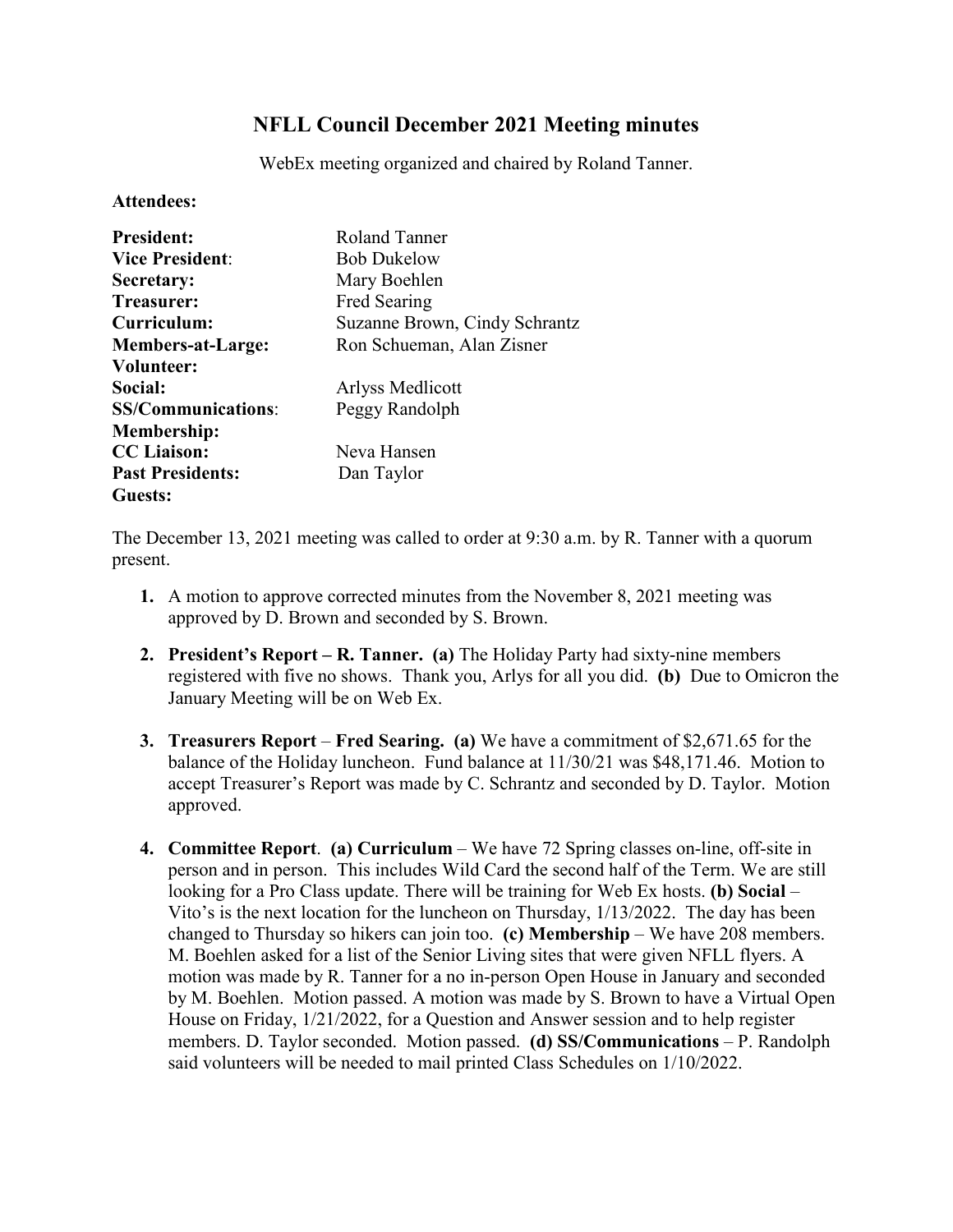# NFLL Council December 2021 Meeting minutes

WebEx meeting organized and chaired by Roland Tanner.

**Attendees:**

| | |
|---|---|
| **President:** | Roland Tanner |
| **Vice President**: | Bob Dukelow |
| **Secretary:** | Mary Boehlen |
| **Treasurer:** | Fred Searing |
| **Curriculum:** | Suzanne Brown, Cindy Schrantz |
| **Members-at-Large:** | Ron Schueman, Alan Zisner |
| **Volunteer:** | |
| **Social:** | Arlyss Medlicott |
| **SS/Communications**: | Peggy Randolph |
| **Membership:** | |
| **CC Liaison:** | Neva Hansen |
| **Past Presidents:** | Dan Taylor |
| **Guests:** | |

The December 13, 2021 meeting was called to order at 9:30 a.m. by R. Tanner with a quorum present.

1. A motion to approve corrected minutes from the November 8, 2021 meeting was approved by D. Brown and seconded by S. Brown.

2. **President's Report – R. Tanner. (a)** The Holiday Party had sixty-nine members registered with five no shows. Thank you, Arlys for all you did. **(b)** Due to Omicron the January Meeting will be on Web Ex.

3. **Treasurers Report** – **Fred Searing. (a)** We have a commitment of $2,671.65 for the balance of the Holiday luncheon. Fund balance at 11/30/21 was $48,171.46. Motion to accept Treasurer's Report was made by C. Schrantz and seconded by D. Taylor. Motion approved.

4. **Committee Report**. **(a) Curriculum** – We have 72 Spring classes on-line, off-site in person and in person. This includes Wild Card the second half of the Term. We are still looking for a Pro Class update. There will be training for Web Ex hosts. **(b) Social** – Vito's is the next location for the luncheon on Thursday, 1/13/2022. The day has been changed to Thursday so hikers can join too. **(c) Membership** – We have 208 members. M. Boehlen asked for a list of the Senior Living sites that were given NFLL flyers. A motion was made by R. Tanner for a no in-person Open House in January and seconded by M. Boehlen. Motion passed. A motion was made by S. Brown to have a Virtual Open House on Friday, 1/21/2022, for a Question and Answer session and to help register members. D. Taylor seconded. Motion passed. **(d) SS/Communications** – P. Randolph said volunteers will be needed to mail printed Class Schedules on 1/10/2022.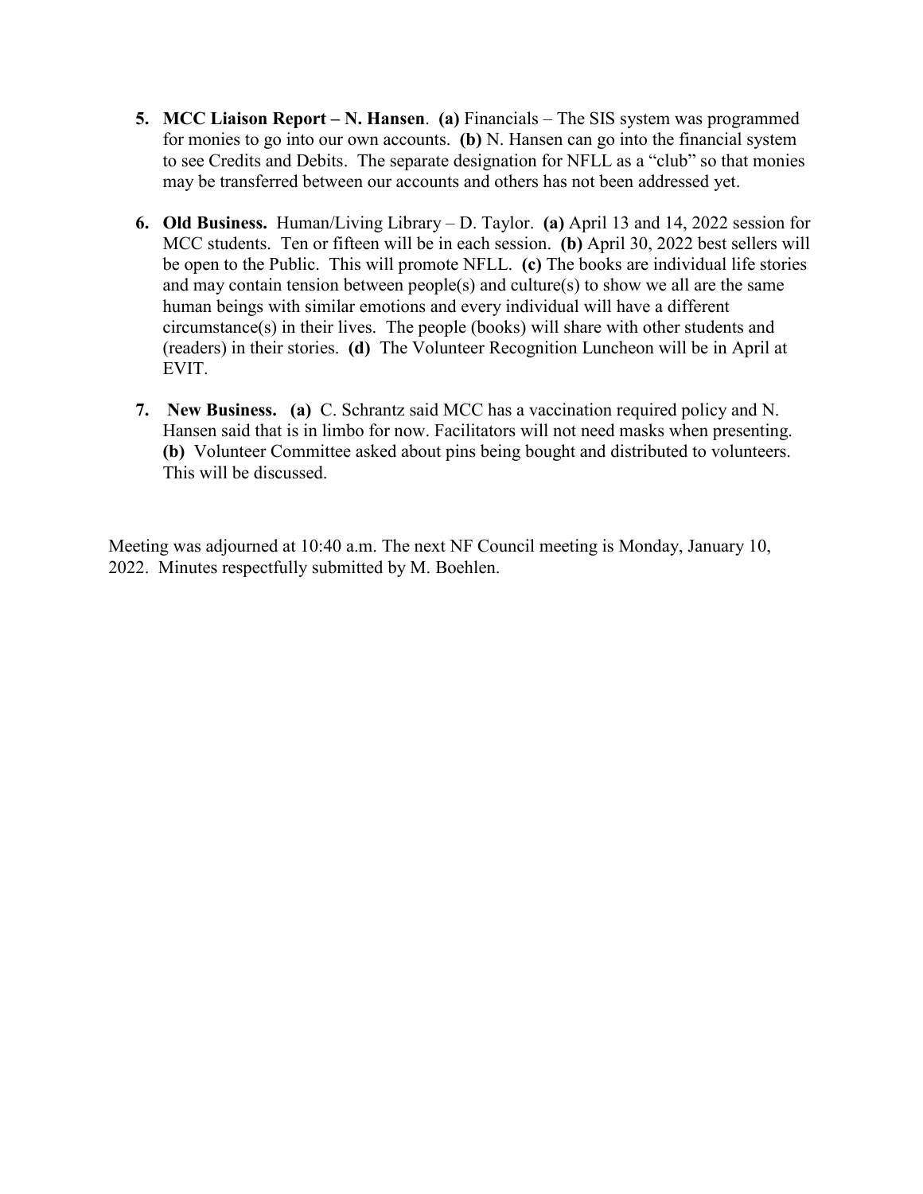5. **MCC Liaison Report – N. Hansen**. **(a)** Financials – The SIS system was programmed for monies to go into our own accounts. **(b)** N. Hansen can go into the financial system to see Credits and Debits. The separate designation for NFLL as a "club" so that monies may be transferred between our accounts and others has not been addressed yet.

6. **Old Business.** Human/Living Library – D. Taylor. **(a)** April 13 and 14, 2022 session for MCC students. Ten or fifteen will be in each session. **(b)** April 30, 2022 best sellers will be open to the Public. This will promote NFLL. **(c)** The books are individual life stories and may contain tension between people(s) and culture(s) to show we all are the same human beings with similar emotions and every individual will have a different circumstance(s) in their lives. The people (books) will share with other students and (readers) in their stories. **(d)** The Volunteer Recognition Luncheon will be in April at EVIT.

7. **New Business.** **(a)** C. Schrantz said MCC has a vaccination required policy and N. Hansen said that is in limbo for now. Facilitators will not need masks when presenting. **(b)** Volunteer Committee asked about pins being bought and distributed to volunteers. This will be discussed.

Meeting was adjourned at 10:40 a.m. The next NF Council meeting is Monday, January 10, 2022. Minutes respectfully submitted by M. Boehlen.